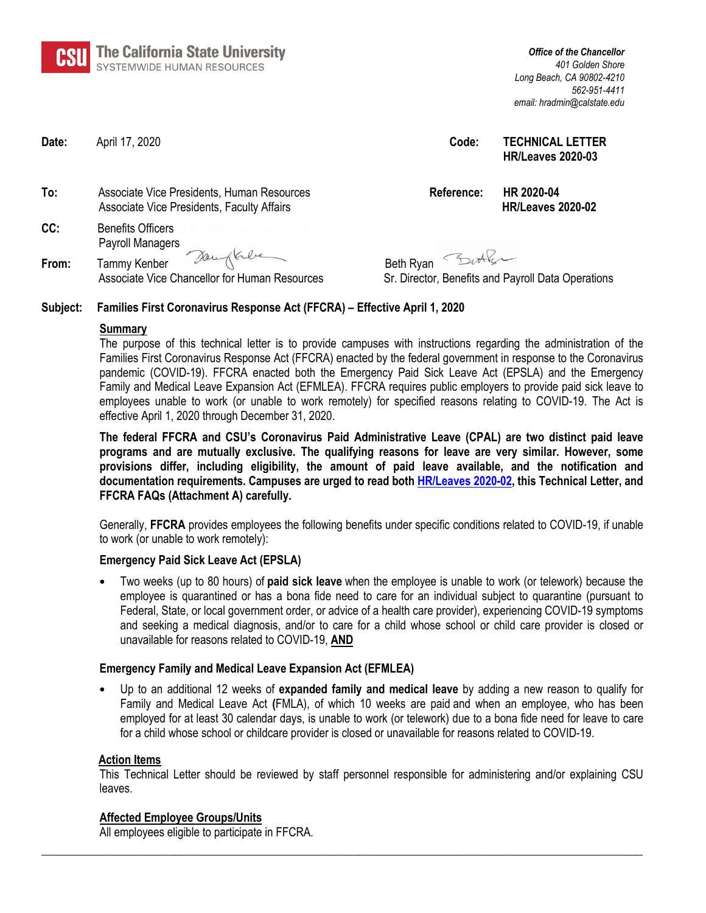**The California State University**
SYSTEMWIDE HUMAN RESOURCES

*Office of the Chancellor*
*401 Golden Shore*
*Long Beach, CA 90802-4210*
*562-951-4411*
*email: hradmin@calstate.edu*

**Date:** April 17, 2020

**Code:** **TECHNICAL LETTER HR/Leaves 2020-03**

**To:** Associate Vice Presidents, Human Resources
Associate Vice Presidents, Faculty Affairs

**Reference:** **HR 2020-04**
**HR/Leaves 2020-02**

**CC:** Benefits Officers
Payroll Managers

**From:** Tammy Kenber
Associate Vice Chancellor for Human Resources

Beth Ryan
Sr. Director, Benefits and Payroll Data Operations

**Subject:** **Families First Coronavirus Response Act (FFCRA) – Effective April 1, 2020**

**Summary**

The purpose of this technical letter is to provide campuses with instructions regarding the administration of the Families First Coronavirus Response Act (FFCRA) enacted by the federal government in response to the Coronavirus pandemic (COVID-19). FFCRA enacted both the Emergency Paid Sick Leave Act (EPSLA) and the Emergency Family and Medical Leave Expansion Act (EFMLEA). FFCRA requires public employers to provide paid sick leave to employees unable to work (or unable to work remotely) for specified reasons relating to COVID-19. The Act is effective April 1, 2020 through December 31, 2020.

**The federal FFCRA and CSU's Coronavirus Paid Administrative Leave (CPAL) are two distinct paid leave programs and are mutually exclusive. The qualifying reasons for leave are very similar. However, some provisions differ, including eligibility, the amount of paid leave available, and the notification and documentation requirements. Campuses are urged to read both HR/Leaves 2020-02, this Technical Letter, and FFCRA FAQs (Attachment A) carefully.**

Generally, **FFCRA** provides employees the following benefits under specific conditions related to COVID-19, if unable to work (or unable to work remotely):

**Emergency Paid Sick Leave Act (EPSLA)**

- Two weeks (up to 80 hours) of **paid sick leave** when the employee is unable to work (or telework) because the employee is quarantined or has a bona fide need to care for an individual subject to quarantine (pursuant to Federal, State, or local government order, or advice of a health care provider), experiencing COVID-19 symptoms and seeking a medical diagnosis, and/or to care for a child whose school or child care provider is closed or unavailable for reasons related to COVID-19, **AND**

**Emergency Family and Medical Leave Expansion Act (EFMLEA)**

- Up to an additional 12 weeks of **expanded family and medical leave** by adding a new reason to qualify for Family and Medical Leave Act (FMLA), of which 10 weeks are paid and when an employee, who has been employed for at least 30 calendar days, is unable to work (or telework) due to a bona fide need to care for a child whose school or childcare provider is closed or unavailable for reasons related to COVID-19.

**Action Items**

This Technical Letter should be reviewed by staff personnel responsible for administering and/or explaining CSU leaves.

**Affected Employee Groups/Units**

All employees eligible to participate in FFCRA.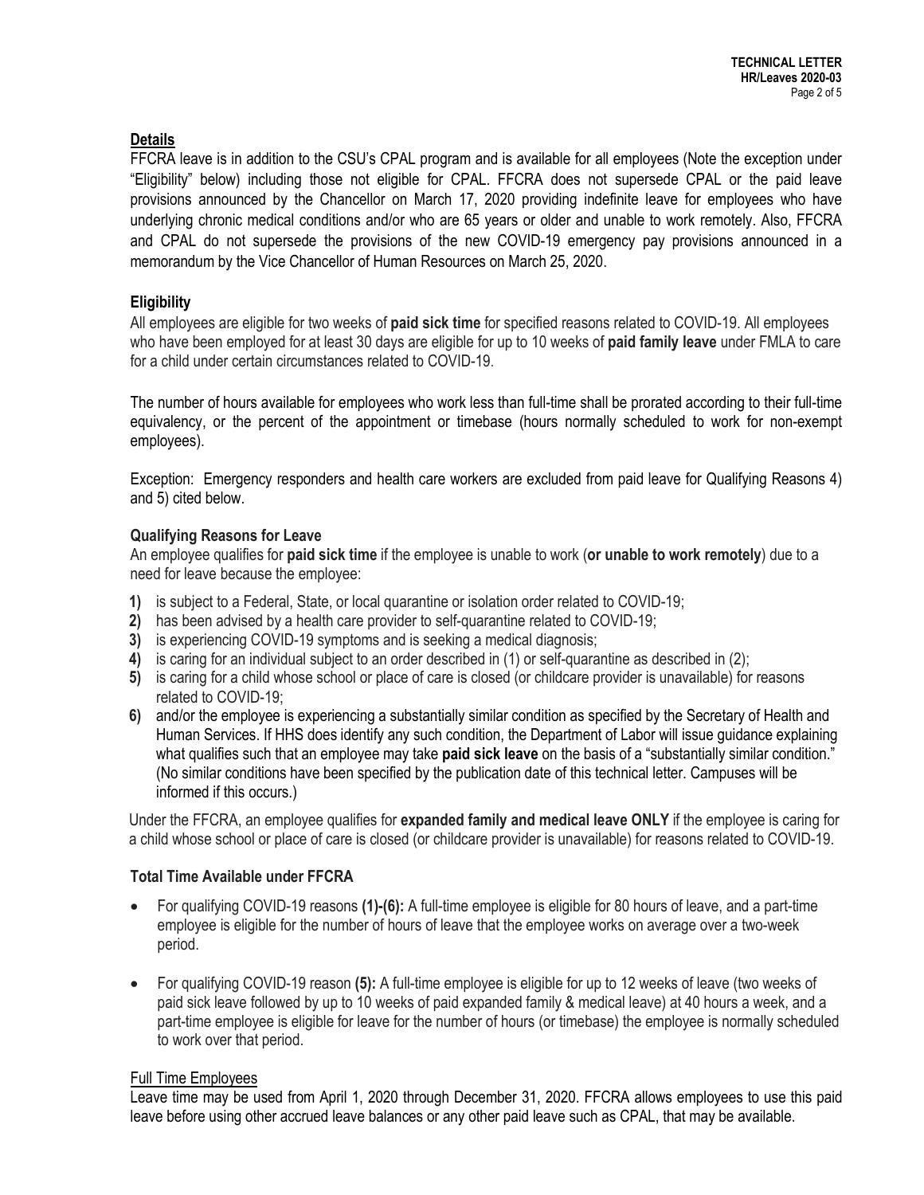## Details

FFCRA leave is in addition to the CSU's CPAL program and is available for all employees (Note the exception under "Eligibility" below) including those not eligible for CPAL. FFCRA does not supersede CPAL or the paid leave provisions announced by the Chancellor on March 17, 2020 providing indefinite leave for employees who have underlying chronic medical conditions and/or who are 65 years or older and unable to work remotely. Also, FFCRA and CPAL do not supersede the provisions of the new COVID-19 emergency pay provisions announced in a memorandum by the Vice Chancellor of Human Resources on March 25, 2020.

### Eligibility

All employees are eligible for two weeks of **paid sick time** for specified reasons related to COVID-19. All employees who have been employed for at least 30 days are eligible for up to 10 weeks of **paid family leave** under FMLA to care for a child under certain circumstances related to COVID-19.

The number of hours available for employees who work less than full-time shall be prorated according to their full-time equivalency, or the percent of the appointment or timebase (hours normally scheduled to work for non-exempt employees).

Exception: Emergency responders and health care workers are excluded from paid leave for Qualifying Reasons 4) and 5) cited below.

### Qualifying Reasons for Leave

An employee qualifies for **paid sick time** if the employee is unable to work (**or unable to work remotely**) due to a need for leave because the employee:

**1)** is subject to a Federal, State, or local quarantine or isolation order related to COVID-19;
**2)** has been advised by a health care provider to self-quarantine related to COVID-19;
**3)** is experiencing COVID-19 symptoms and is seeking a medical diagnosis;
**4)** is caring for an individual subject to an order described in (1) or self-quarantine as described in (2);
**5)** is caring for a child whose school or place of care is closed (or childcare provider is unavailable) for reasons related to COVID-19;
**6)** and/or the employee is experiencing a substantially similar condition as specified by the Secretary of Health and Human Services. If HHS does identify any such condition, the Department of Labor will issue guidance explaining what qualifies such that an employee may take **paid sick leave** on the basis of a "substantially similar condition." (No similar conditions have been specified by the publication date of this technical letter. Campuses will be informed if this occurs.)

Under the FFCRA, an employee qualifies for **expanded family and medical leave ONLY** if the employee is caring for a child whose school or place of care is closed (or childcare provider is unavailable) for reasons related to COVID-19.

### Total Time Available under FFCRA

- For qualifying COVID-19 reasons **(1)-(6):** A full-time employee is eligible for 80 hours of leave, and a part-time employee is eligible for the number of hours of leave that the employee works on average over a two-week period.
- For qualifying COVID-19 reason **(5):** A full-time employee is eligible for up to 12 weeks of leave (two weeks of paid sick leave followed by up to 10 weeks of paid expanded family & medical leave) at 40 hours a week, and a part-time employee is eligible for leave for the number of hours (or timebase) the employee is normally scheduled to work over that period.

#### Full Time Employees

Leave time may be used from April 1, 2020 through December 31, 2020. FFCRA allows employees to use this paid leave before using other accrued leave balances or any other paid leave such as CPAL, that may be available.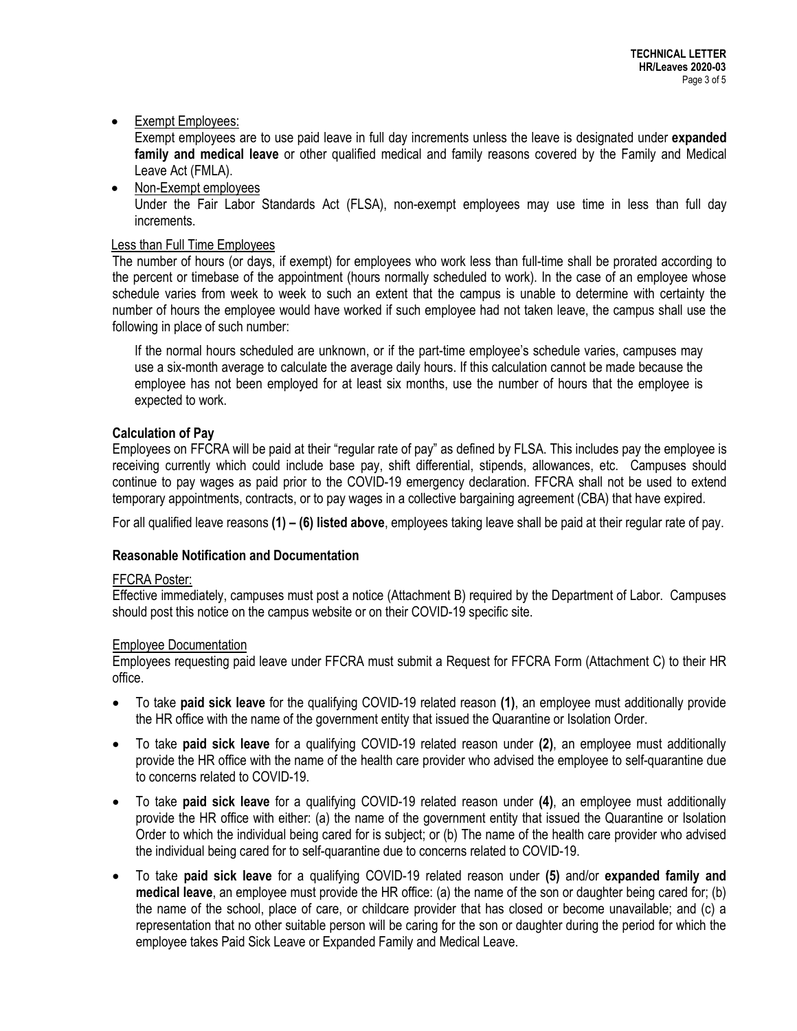- Exempt Employees:

  Exempt employees are to use paid leave in full day increments unless the leave is designated under **expanded family and medical leave** or other qualified medical and family reasons covered by the Family and Medical Leave Act (FMLA).

- Non-Exempt employees

  Under the Fair Labor Standards Act (FLSA), non-exempt employees may use time in less than full day increments.

Less than Full Time Employees

The number of hours (or days, if exempt) for employees who work less than full-time shall be prorated according to the percent or timebase of the appointment (hours normally scheduled to work). In the case of an employee whose schedule varies from week to week to such an extent that the campus is unable to determine with certainty the number of hours the employee would have worked if such employee had not taken leave, the campus shall use the following in place of such number:

> If the normal hours scheduled are unknown, or if the part-time employee's schedule varies, campuses may use a six-month average to calculate the average daily hours. If this calculation cannot be made because the employee has not been employed for at least six months, use the number of hours that the employee is expected to work.

**Calculation of Pay**

Employees on FFCRA will be paid at their "regular rate of pay" as defined by FLSA. This includes pay the employee is receiving currently which could include base pay, shift differential, stipends, allowances, etc. Campuses should continue to pay wages as paid prior to the COVID-19 emergency declaration. FFCRA shall not be used to extend temporary appointments, contracts, or to pay wages in a collective bargaining agreement (CBA) that have expired.

For all qualified leave reasons **(1) – (6) listed above**, employees taking leave shall be paid at their regular rate of pay.

**Reasonable Notification and Documentation**

FFCRA Poster:

Effective immediately, campuses must post a notice (Attachment B) required by the Department of Labor. Campuses should post this notice on the campus website or on their COVID-19 specific site.

Employee Documentation

Employees requesting paid leave under FFCRA must submit a Request for FFCRA Form (Attachment C) to their HR office.

- To take **paid sick leave** for the qualifying COVID-19 related reason **(1)**, an employee must additionally provide the HR office with the name of the government entity that issued the Quarantine or Isolation Order.
- To take **paid sick leave** for a qualifying COVID-19 related reason under **(2)**, an employee must additionally provide the HR office with the name of the health care provider who advised the employee to self-quarantine due to concerns related to COVID-19.
- To take **paid sick leave** for a qualifying COVID-19 related reason under **(4)**, an employee must additionally provide the HR office with either: (a) the name of the government entity that issued the Quarantine or Isolation Order to which the individual being cared for is subject; or (b) The name of the health care provider who advised the individual being cared for to self-quarantine due to concerns related to COVID-19.
- To take **paid sick leave** for a qualifying COVID-19 related reason under **(5)** and/or **expanded family and medical leave**, an employee must provide the HR office: (a) the name of the son or daughter being cared for; (b) the name of the school, place of care, or childcare provider that has closed or become unavailable; and (c) a representation that no other suitable person will be caring for the son or daughter during the period for which the employee takes Paid Sick Leave or Expanded Family and Medical Leave.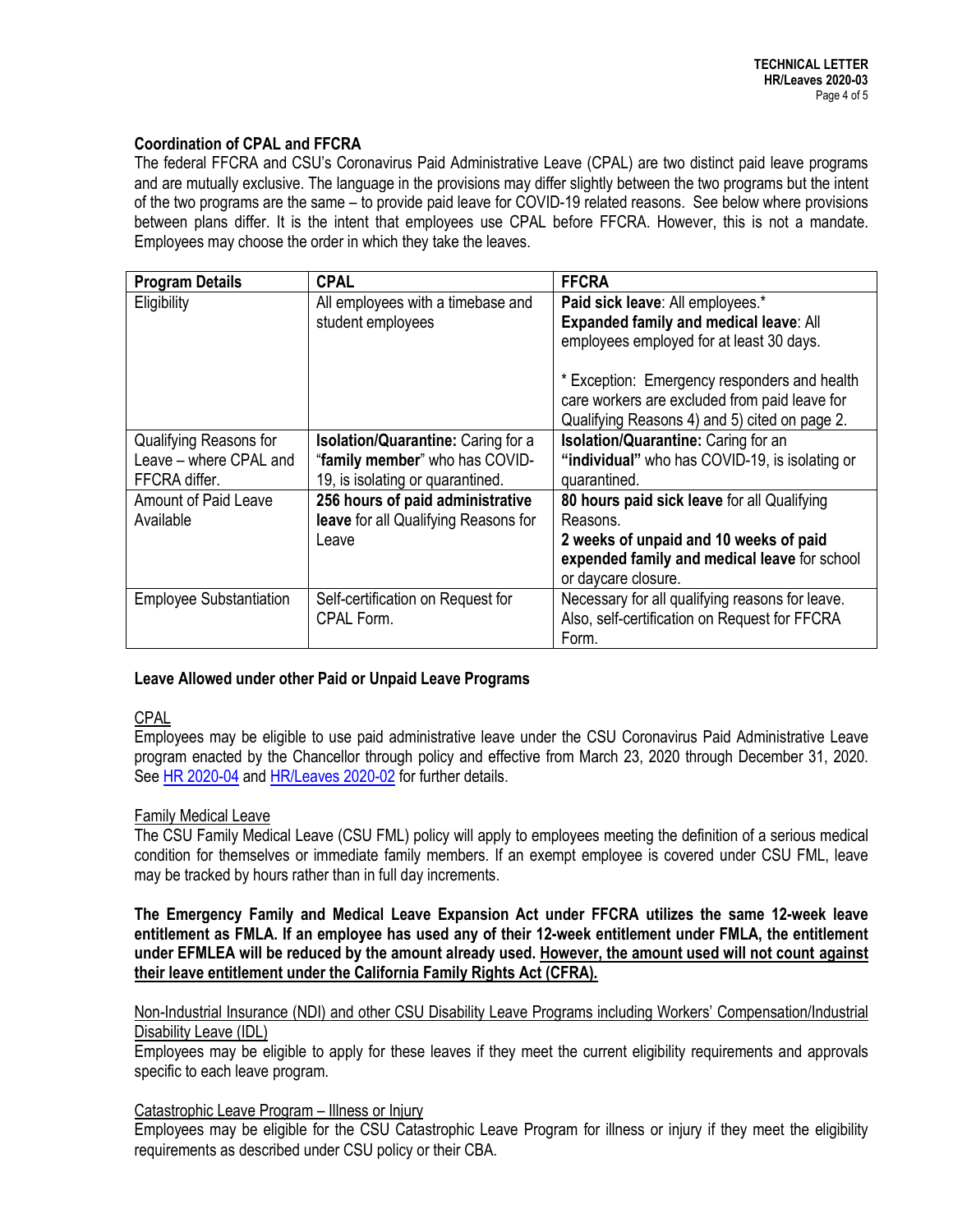### Coordination of CPAL and FFCRA

The federal FFCRA and CSU's Coronavirus Paid Administrative Leave (CPAL) are two distinct paid leave programs and are mutually exclusive. The language in the provisions may differ slightly between the two programs but the intent of the two programs are the same – to provide paid leave for COVID-19 related reasons. See below where provisions between plans differ. It is the intent that employees use CPAL before FFCRA. However, this is not a mandate. Employees may choose the order in which they take the leaves.

| Program Details | CPAL | FFCRA |
|---|---|---|
| Eligibility | All employees with a timebase and student employees | **Paid sick leave**: All employees.*<br>**Expanded family and medical leave**: All employees employed for at least 30 days.<br><br>* Exception: Emergency responders and health care workers are excluded from paid leave for Qualifying Reasons 4) and 5) cited on page 2. |
| Qualifying Reasons for Leave – where CPAL and FFCRA differ. | **Isolation/Quarantine:** Caring for a "**family member**" who has COVID-19, is isolating or quarantined. | **Isolation/Quarantine:** Caring for an **"individual"** who has COVID-19, is isolating or quarantined. |
| Amount of Paid Leave Available | **256 hours of paid administrative leave** for all Qualifying Reasons for Leave | **80 hours paid sick leave** for all Qualifying Reasons.<br>**2 weeks of unpaid and 10 weeks of paid expended family and medical leave** for school or daycare closure. |
| Employee Substantiation | Self-certification on Request for CPAL Form. | Necessary for all qualifying reasons for leave. Also, self-certification on Request for FFCRA Form. |

### Leave Allowed under other Paid or Unpaid Leave Programs

CPAL

Employees may be eligible to use paid administrative leave under the CSU Coronavirus Paid Administrative Leave program enacted by the Chancellor through policy and effective from March 23, 2020 through December 31, 2020. See HR 2020-04 and HR/Leaves 2020-02 for further details.

Family Medical Leave

The CSU Family Medical Leave (CSU FML) policy will apply to employees meeting the definition of a serious medical condition for themselves or immediate family members. If an exempt employee is covered under CSU FML, leave may be tracked by hours rather than in full day increments.

**The Emergency Family and Medical Leave Expansion Act under FFCRA utilizes the same 12-week leave entitlement as FMLA. If an employee has used any of their 12-week entitlement under FMLA, the entitlement under EFMLEA will be reduced by the amount already used. <u>However, the amount used will not count against their leave entitlement under the California Family Rights Act (CFRA).</u>**

Non-Industrial Insurance (NDI) and other CSU Disability Leave Programs including Workers' Compensation/Industrial Disability Leave (IDL)

Employees may be eligible to apply for these leaves if they meet the current eligibility requirements and approvals specific to each leave program.

Catastrophic Leave Program – Illness or Injury

Employees may be eligible for the CSU Catastrophic Leave Program for illness or injury if they meet the eligibility requirements as described under CSU policy or their CBA.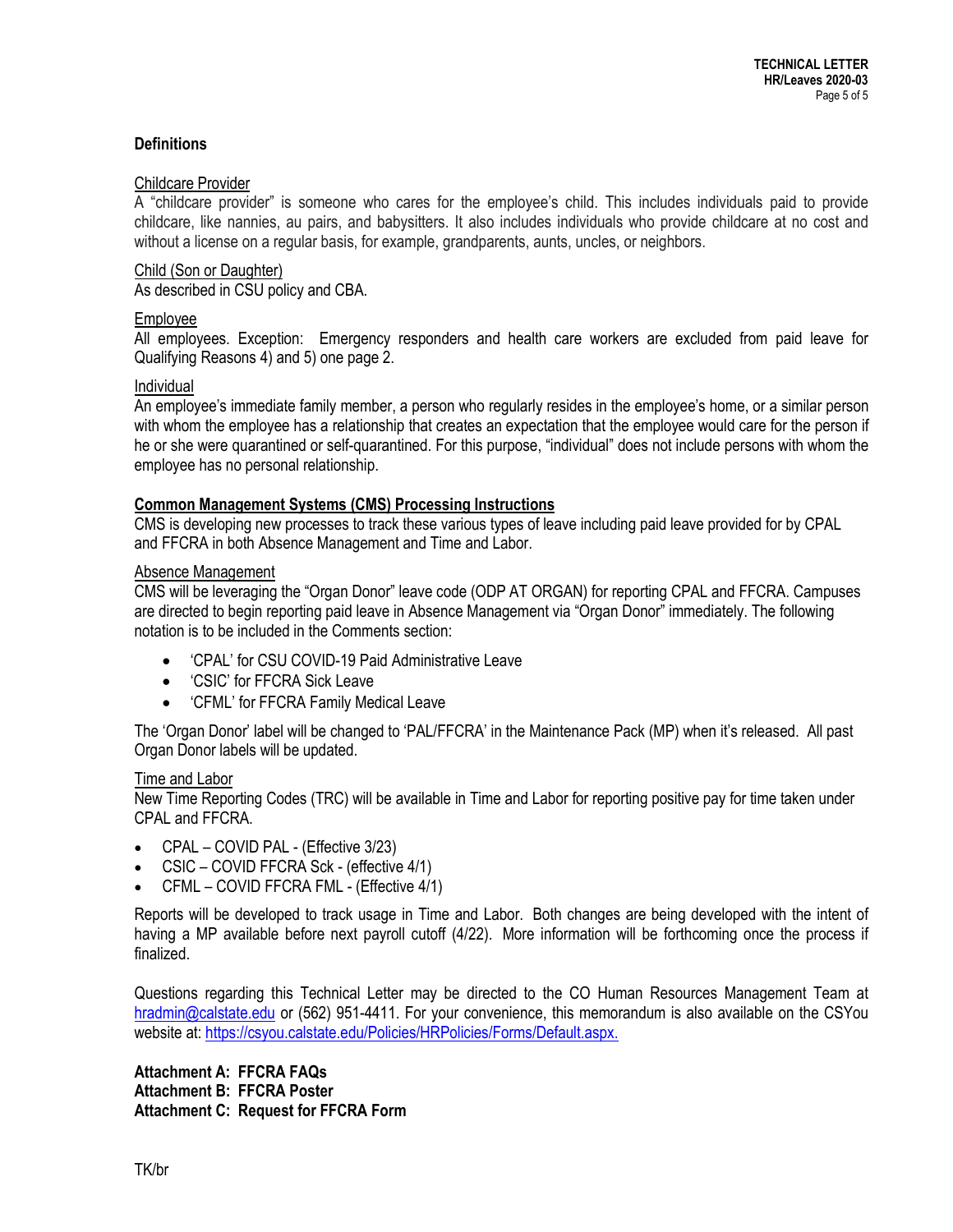## Definitions

<u>Childcare Provider</u>
A "childcare provider" is someone who cares for the employee's child. This includes individuals paid to provide childcare, like nannies, au pairs, and babysitters. It also includes individuals who provide childcare at no cost and without a license on a regular basis, for example, grandparents, aunts, uncles, or neighbors.

<u>Child (Son or Daughter)</u>
As described in CSU policy and CBA.

<u>Employee</u>
All employees. Exception: Emergency responders and health care workers are excluded from paid leave for Qualifying Reasons 4) and 5) one page 2.

<u>Individual</u>
An employee's immediate family member, a person who regularly resides in the employee's home, or a similar person with whom the employee has a relationship that creates an expectation that the employee would care for the person if he or she were quarantined or self-quarantined. For this purpose, "individual" does not include persons with whom the employee has no personal relationship.

## <u>Common Management Systems (CMS) Processing Instructions</u>

CMS is developing new processes to track these various types of leave including paid leave provided for by CPAL and FFCRA in both Absence Management and Time and Labor.

<u>Absence Management</u>
CMS will be leveraging the "Organ Donor" leave code (ODP AT ORGAN) for reporting CPAL and FFCRA. Campuses are directed to begin reporting paid leave in Absence Management via "Organ Donor" immediately. The following notation is to be included in the Comments section:

- 'CPAL' for CSU COVID-19 Paid Administrative Leave
- 'CSIC' for FFCRA Sick Leave
- 'CFML' for FFCRA Family Medical Leave

The 'Organ Donor' label will be changed to 'PAL/FFCRA' in the Maintenance Pack (MP) when it's released. All past Organ Donor labels will be updated.

<u>Time and Labor</u>
New Time Reporting Codes (TRC) will be available in Time and Labor for reporting positive pay for time taken under CPAL and FFCRA.

- CPAL – COVID PAL - (Effective 3/23)
- CSIC – COVID FFCRA Sck - (effective 4/1)
- CFML – COVID FFCRA FML - (Effective 4/1)

Reports will be developed to track usage in Time and Labor. Both changes are being developed with the intent of having a MP available before next payroll cutoff (4/22). More information will be forthcoming once the process if finalized.

Questions regarding this Technical Letter may be directed to the CO Human Resources Management Team at hradmin@calstate.edu or (562) 951-4411. For your convenience, this memorandum is also available on the CSYou website at: https://csyou.calstate.edu/Policies/HRPolicies/Forms/Default.aspx.

**Attachment A: FFCRA FAQs**
**Attachment B: FFCRA Poster**
**Attachment C: Request for FFCRA Form**

TK/br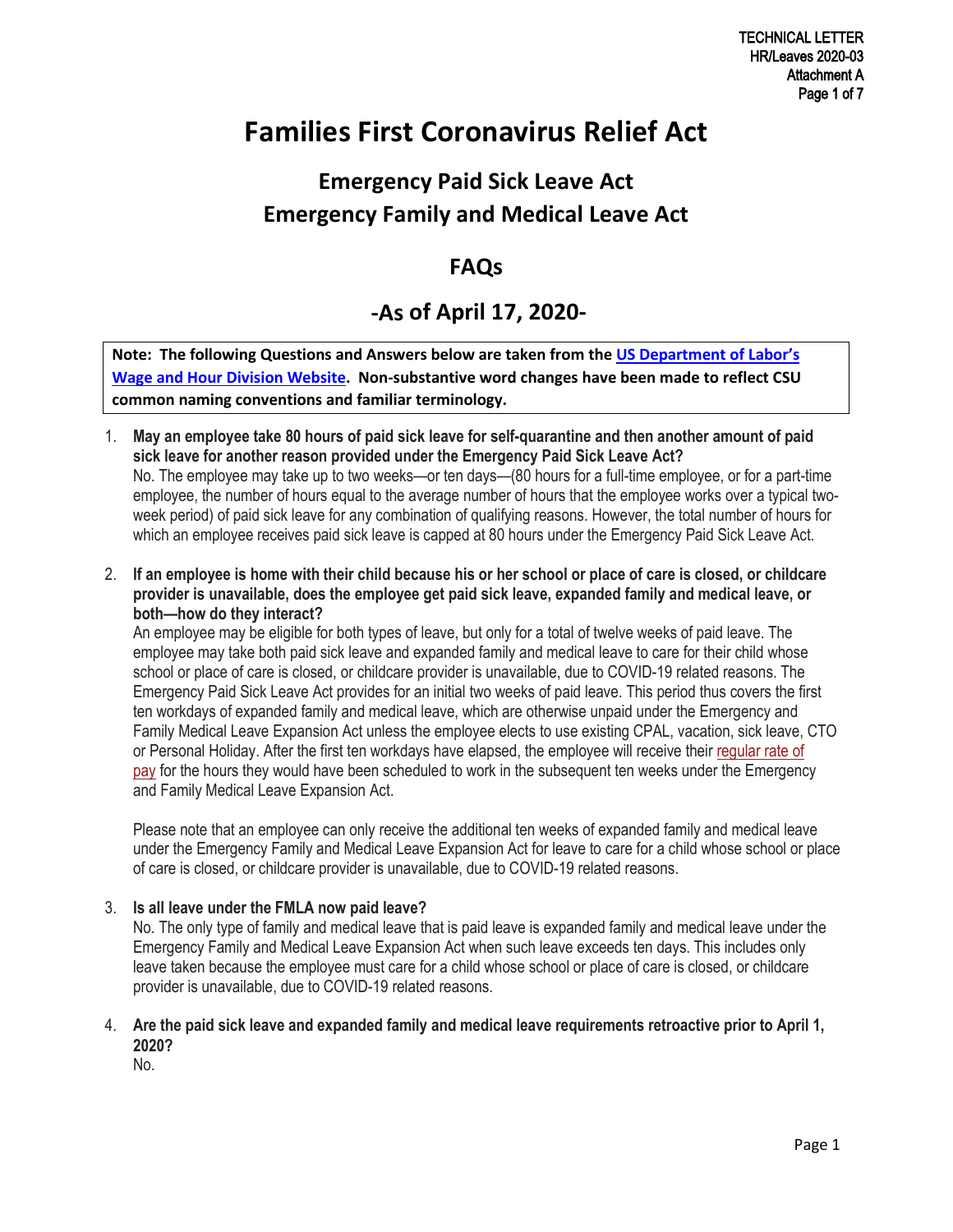# Families First Coronavirus Relief Act

## Emergency Paid Sick Leave Act
## Emergency Family and Medical Leave Act

## FAQs

## -As of April 17, 2020-

**Note: The following Questions and Answers below are taken from the [US Department of Labor's Wage and Hour Division Website](). Non-substantive word changes have been made to reflect CSU common naming conventions and familiar terminology.**

1. **May an employee take 80 hours of paid sick leave for self-quarantine and then another amount of paid sick leave for another reason provided under the Emergency Paid Sick Leave Act?**
   No. The employee may take up to two weeks—or ten days—(80 hours for a full-time employee, or for a part-time employee, the number of hours equal to the average number of hours that the employee works over a typical two-week period) of paid sick leave for any combination of qualifying reasons. However, the total number of hours for which an employee receives paid sick leave is capped at 80 hours under the Emergency Paid Sick Leave Act.

2. **If an employee is home with their child because his or her school or place of care is closed, or childcare provider is unavailable, does the employee get paid sick leave, expanded family and medical leave, or both—how do they interact?**
   An employee may be eligible for both types of leave, but only for a total of twelve weeks of paid leave. The employee may take both paid sick leave and expanded family and medical leave to care for their child whose school or place of care is closed, or childcare provider is unavailable, due to COVID-19 related reasons. The Emergency Paid Sick Leave Act provides for an initial two weeks of paid leave. This period thus covers the first ten workdays of expanded family and medical leave, which are otherwise unpaid under the Emergency and Family Medical Leave Expansion Act unless the employee elects to use existing CPAL, vacation, sick leave, CTO or Personal Holiday. After the first ten workdays have elapsed, the employee will receive their regular rate of pay for the hours they would have been scheduled to work in the subsequent ten weeks under the Emergency and Family Medical Leave Expansion Act.

   Please note that an employee can only receive the additional ten weeks of expanded family and medical leave under the Emergency Family and Medical Leave Expansion Act for leave to care for a child whose school or place of care is closed, or childcare provider is unavailable, due to COVID-19 related reasons.

3. **Is all leave under the FMLA now paid leave?**
   No. The only type of family and medical leave that is paid leave is expanded family and medical leave under the Emergency Family and Medical Leave Expansion Act when such leave exceeds ten days. This includes only leave taken because the employee must care for a child whose school or place of care is closed, or childcare provider is unavailable, due to COVID-19 related reasons.

4. **Are the paid sick leave and expanded family and medical leave requirements retroactive prior to April 1, 2020?**
   No.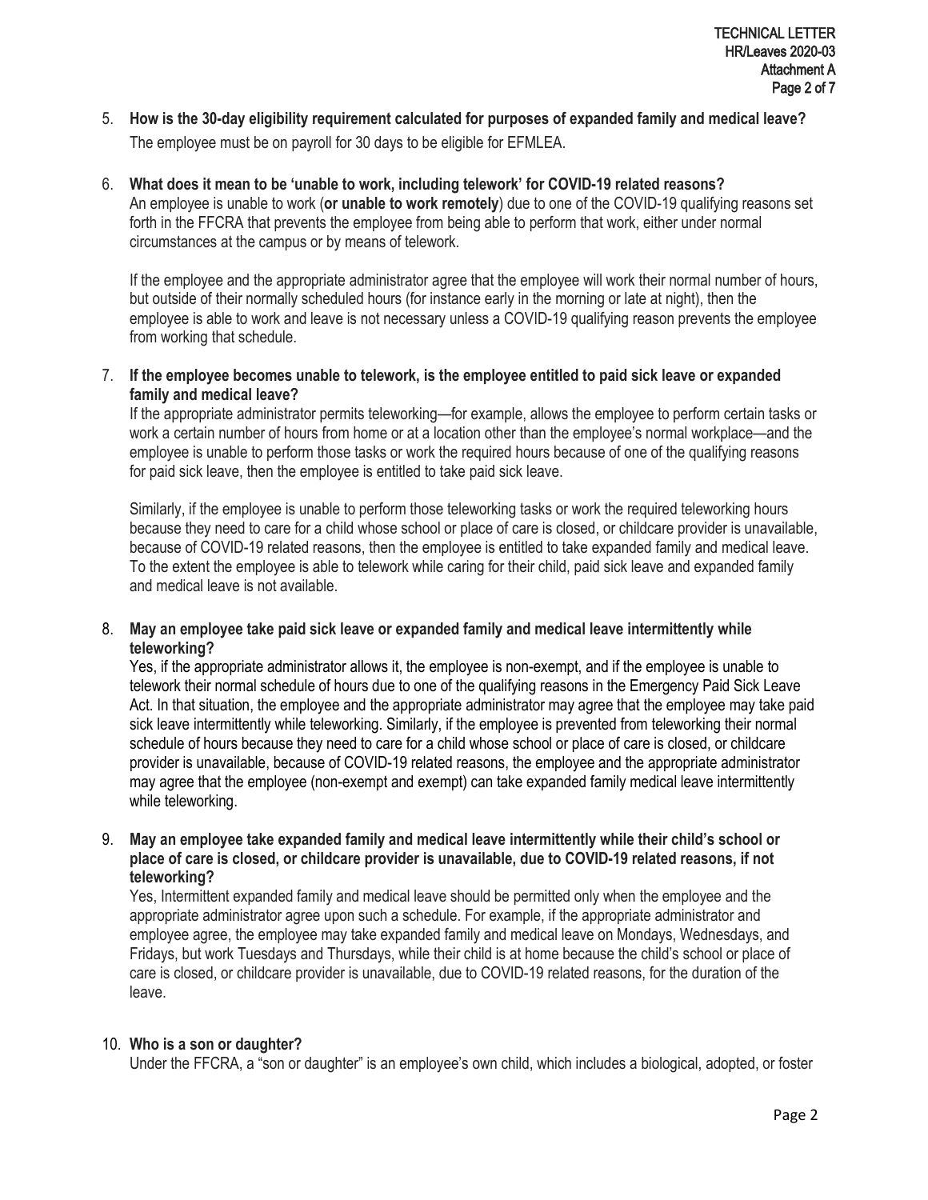5. **How is the 30-day eligibility requirement calculated for purposes of expanded family and medical leave?**
   The employee must be on payroll for 30 days to be eligible for EFMLEA.

6. **What does it mean to be 'unable to work, including telework' for COVID-19 related reasons?**
   An employee is unable to work (**or unable to work remotely**) due to one of the COVID-19 qualifying reasons set forth in the FFCRA that prevents the employee from being able to perform that work, either under normal circumstances at the campus or by means of telework.

   If the employee and the appropriate administrator agree that the employee will work their normal number of hours, but outside of their normally scheduled hours (for instance early in the morning or late at night), then the employee is able to work and leave is not necessary unless a COVID-19 qualifying reason prevents the employee from working that schedule.

7. **If the employee becomes unable to telework, is the employee entitled to paid sick leave or expanded family and medical leave?**
   If the appropriate administrator permits teleworking—for example, allows the employee to perform certain tasks or work a certain number of hours from home or at a location other than the employee's normal workplace—and the employee is unable to perform those tasks or work the required hours because of one of the qualifying reasons for paid sick leave, then the employee is entitled to take paid sick leave.

   Similarly, if the employee is unable to perform those teleworking tasks or work the required teleworking hours because they need to care for a child whose school or place of care is closed, or childcare provider is unavailable, because of COVID-19 related reasons, then the employee is entitled to take expanded family and medical leave. To the extent the employee is able to telework while caring for their child, paid sick leave and expanded family and medical leave is not available.

8. **May an employee take paid sick leave or expanded family and medical leave intermittently while teleworking?**
   Yes, if the appropriate administrator allows it, the employee is non-exempt, and if the employee is unable to telework their normal schedule of hours due to one of the qualifying reasons in the Emergency Paid Sick Leave Act. In that situation, the employee and the appropriate administrator may agree that the employee may take paid sick leave intermittently while teleworking. Similarly, if the employee is prevented from teleworking their normal schedule of hours because they need to care for a child whose school or place of care is closed, or childcare provider is unavailable, because of COVID-19 related reasons, the employee and the appropriate administrator may agree that the employee (non-exempt and exempt) can take expanded family medical leave intermittently while teleworking.

9. **May an employee take expanded family and medical leave intermittently while their child's school or place of care is closed, or childcare provider is unavailable, due to COVID-19 related reasons, if not teleworking?**
   Yes, Intermittent expanded family and medical leave should be permitted only when the employee and the appropriate administrator agree upon such a schedule. For example, if the appropriate administrator and employee agree, the employee may take expanded family and medical leave on Mondays, Wednesdays, and Fridays, but work Tuesdays and Thursdays, while their child is at home because the child's school or place of care is closed, or childcare provider is unavailable, due to COVID-19 related reasons, for the duration of the leave.

10. **Who is a son or daughter?**
    Under the FFCRA, a "son or daughter" is an employee's own child, which includes a biological, adopted, or foster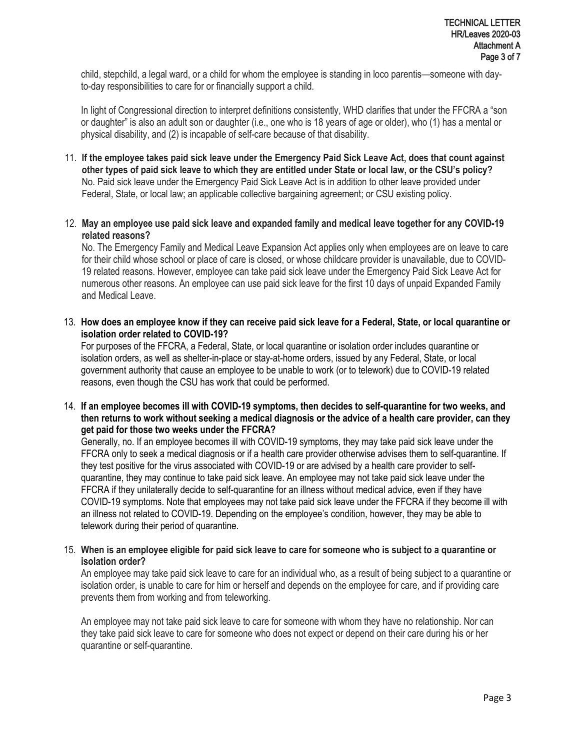child, stepchild, a legal ward, or a child for whom the employee is standing in loco parentis—someone with day-to-day responsibilities to care for or financially support a child.

In light of Congressional direction to interpret definitions consistently, WHD clarifies that under the FFCRA a "son or daughter" is also an adult son or daughter (i.e., one who is 18 years of age or older), who (1) has a mental or physical disability, and (2) is incapable of self-care because of that disability.

11. **If the employee takes paid sick leave under the Emergency Paid Sick Leave Act, does that count against other types of paid sick leave to which they are entitled under State or local law, or the CSU's policy?**
No. Paid sick leave under the Emergency Paid Sick Leave Act is in addition to other leave provided under Federal, State, or local law; an applicable collective bargaining agreement; or CSU existing policy.

12. **May an employee use paid sick leave and expanded family and medical leave together for any COVID-19 related reasons?**
No. The Emergency Family and Medical Leave Expansion Act applies only when employees are on leave to care for their child whose school or place of care is closed, or whose childcare provider is unavailable, due to COVID-19 related reasons. However, employee can take paid sick leave under the Emergency Paid Sick Leave Act for numerous other reasons. An employee can use paid sick leave for the first 10 days of unpaid Expanded Family and Medical Leave.

13. **How does an employee know if they can receive paid sick leave for a Federal, State, or local quarantine or isolation order related to COVID-19?**
For purposes of the FFCRA, a Federal, State, or local quarantine or isolation order includes quarantine or isolation orders, as well as shelter-in-place or stay-at-home orders, issued by any Federal, State, or local government authority that cause an employee to be unable to work (or to telework) due to COVID-19 related reasons, even though the CSU has work that could be performed.

14. **If an employee becomes ill with COVID-19 symptoms, then decides to self-quarantine for two weeks, and then returns to work without seeking a medical diagnosis or the advice of a health care provider, can they get paid for those two weeks under the FFCRA?**
Generally, no. If an employee becomes ill with COVID-19 symptoms, they may take paid sick leave under the FFCRA only to seek a medical diagnosis or if a health care provider otherwise advises them to self-quarantine. If they test positive for the virus associated with COVID-19 or are advised by a health care provider to self-quarantine, they may continue to take paid sick leave. An employee may not take paid sick leave under the FFCRA if they unilaterally decide to self-quarantine for an illness without medical advice, even if they have COVID-19 symptoms. Note that employees may not take paid sick leave under the FFCRA if they become ill with an illness not related to COVID-19. Depending on the employee's condition, however, they may be able to telework during their period of quarantine.

15. **When is an employee eligible for paid sick leave to care for someone who is subject to a quarantine or isolation order?**
An employee may take paid sick leave to care for an individual who, as a result of being subject to a quarantine or isolation order, is unable to care for him or herself and depends on the employee for care, and if providing care prevents them from working and from teleworking.

An employee may not take paid sick leave to care for someone with whom they have no relationship. Nor can they take paid sick leave to care for someone who does not expect or depend on their care during his or her quarantine or self-quarantine.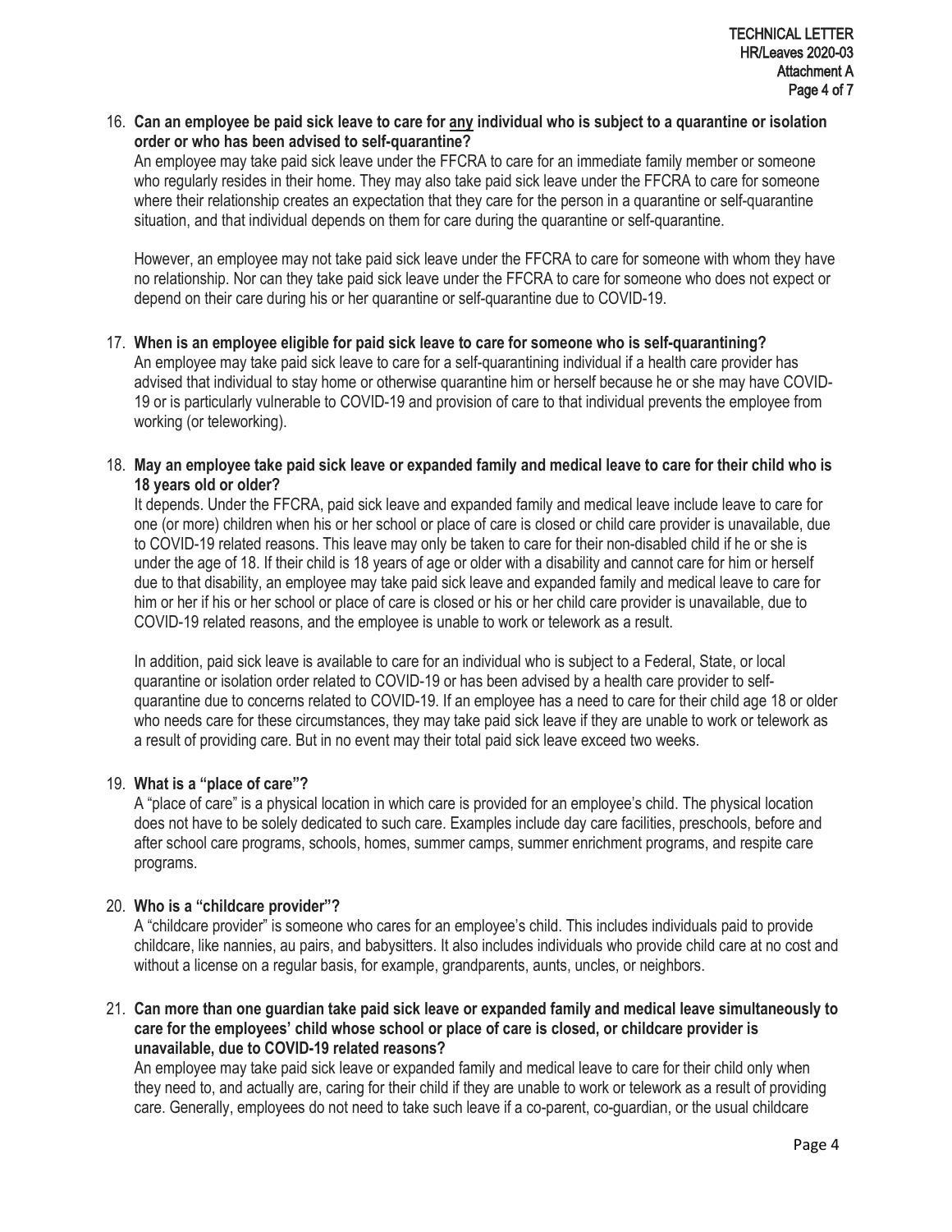16. **Can an employee be paid sick leave to care for <u>any</u> individual who is subject to a quarantine or isolation order or who has been advised to self-quarantine?**

    An employee may take paid sick leave under the FFCRA to care for an immediate family member or someone who regularly resides in their home. They may also take paid sick leave under the FFCRA to care for someone where their relationship creates an expectation that they care for the person in a quarantine or self-quarantine situation, and that individual depends on them for care during the quarantine or self-quarantine.

    However, an employee may not take paid sick leave under the FFCRA to care for someone with whom they have no relationship. Nor can they take paid sick leave under the FFCRA to care for someone who does not expect or depend on their care during his or her quarantine or self-quarantine due to COVID-19.

17. **When is an employee eligible for paid sick leave to care for someone who is self-quarantining?**

    An employee may take paid sick leave to care for a self-quarantining individual if a health care provider has advised that individual to stay home or otherwise quarantine him or herself because he or she may have COVID-19 or is particularly vulnerable to COVID-19 and provision of care to that individual prevents the employee from working (or teleworking).

18. **May an employee take paid sick leave or expanded family and medical leave to care for their child who is 18 years old or older?**

    It depends. Under the FFCRA, paid sick leave and expanded family and medical leave include leave to care for one (or more) children when his or her school or place of care is closed or child care provider is unavailable, due to COVID-19 related reasons. This leave may only be taken to care for their non-disabled child if he or she is under the age of 18. If their child is 18 years of age or older with a disability and cannot care for him or herself due to that disability, an employee may take paid sick leave and expanded family and medical leave to care for him or her if his or her school or place of care is closed or his or her child care provider is unavailable, due to COVID-19 related reasons, and the employee is unable to work or telework as a result.

    In addition, paid sick leave is available to care for an individual who is subject to a Federal, State, or local quarantine or isolation order related to COVID-19 or has been advised by a health care provider to self-quarantine due to concerns related to COVID-19. If an employee has a need to care for their child age 18 or older who needs care for these circumstances, they may take paid sick leave if they are unable to work or telework as a result of providing care. But in no event may their total paid sick leave exceed two weeks.

19. **What is a "place of care"?**

    A "place of care" is a physical location in which care is provided for an employee's child. The physical location does not have to be solely dedicated to such care. Examples include day care facilities, preschools, before and after school care programs, schools, homes, summer camps, summer enrichment programs, and respite care programs.

20. **Who is a "childcare provider"?**

    A "childcare provider" is someone who cares for an employee's child. This includes individuals paid to provide childcare, like nannies, au pairs, and babysitters. It also includes individuals who provide child care at no cost and without a license on a regular basis, for example, grandparents, aunts, uncles, or neighbors.

21. **Can more than one guardian take paid sick leave or expanded family and medical leave simultaneously to care for the employees' child whose school or place of care is closed, or childcare provider is unavailable, due to COVID-19 related reasons?**

    An employee may take paid sick leave or expanded family and medical leave to care for their child only when they need to, and actually are, caring for their child if they are unable to work or telework as a result of providing care. Generally, employees do not need to take such leave if a co-parent, co-guardian, or the usual childcare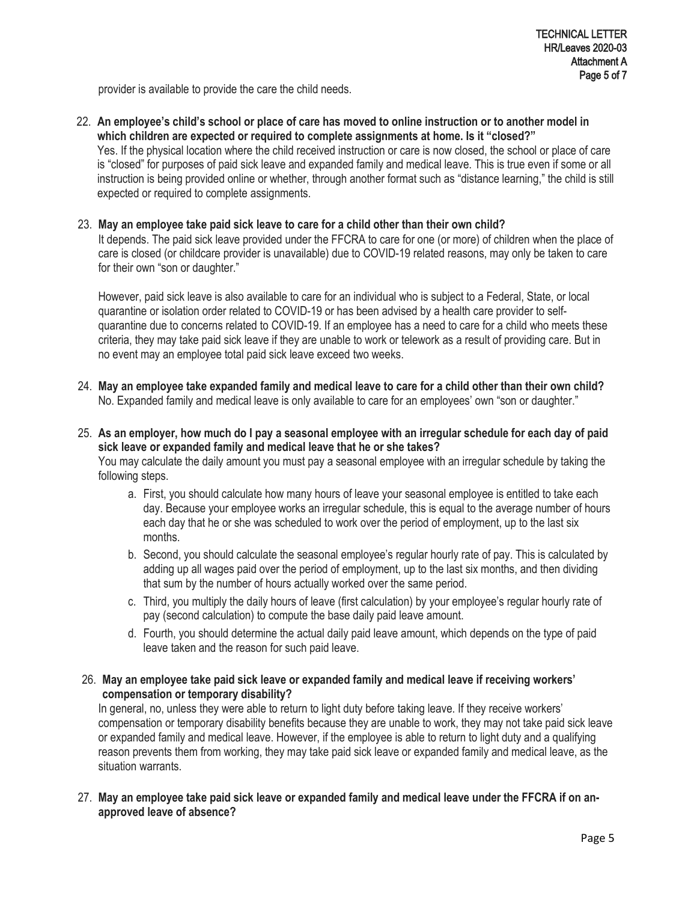provider is available to provide the care the child needs.

22. **An employee's child's school or place of care has moved to online instruction or to another model in which children are expected or required to complete assignments at home. Is it "closed?"**
    Yes. If the physical location where the child received instruction or care is now closed, the school or place of care is "closed" for purposes of paid sick leave and expanded family and medical leave. This is true even if some or all instruction is being provided online or whether, through another format such as "distance learning," the child is still expected or required to complete assignments.

23. **May an employee take paid sick leave to care for a child other than their own child?**
    It depends. The paid sick leave provided under the FFCRA to care for one (or more) of children when the place of care is closed (or childcare provider is unavailable) due to COVID-19 related reasons, may only be taken to care for their own "son or daughter."

    However, paid sick leave is also available to care for an individual who is subject to a Federal, State, or local quarantine or isolation order related to COVID-19 or has been advised by a health care provider to self-quarantine due to concerns related to COVID-19. If an employee has a need to care for a child who meets these criteria, they may take paid sick leave if they are unable to work or telework as a result of providing care. But in no event may an employee total paid sick leave exceed two weeks.

24. **May an employee take expanded family and medical leave to care for a child other than their own child?**
    No. Expanded family and medical leave is only available to care for an employees' own "son or daughter."

25. **As an employer, how much do I pay a seasonal employee with an irregular schedule for each day of paid sick leave or expanded family and medical leave that he or she takes?**
    You may calculate the daily amount you must pay a seasonal employee with an irregular schedule by taking the following steps.
    a. First, you should calculate how many hours of leave your seasonal employee is entitled to take each day. Because your employee works an irregular schedule, this is equal to the average number of hours each day that he or she was scheduled to work over the period of employment, up to the last six months.
    b. Second, you should calculate the seasonal employee's regular hourly rate of pay. This is calculated by adding up all wages paid over the period of employment, up to the last six months, and then dividing that sum by the number of hours actually worked over the same period.
    c. Third, you multiply the daily hours of leave (first calculation) by your employee's regular hourly rate of pay (second calculation) to compute the base daily paid leave amount.
    d. Fourth, you should determine the actual daily paid leave amount, which depends on the type of paid leave taken and the reason for such paid leave.

26. **May an employee take paid sick leave or expanded family and medical leave if receiving workers' compensation or temporary disability?**
    In general, no, unless they were able to return to light duty before taking leave. If they receive workers' compensation or temporary disability benefits because they are unable to work, they may not take paid sick leave or expanded family and medical leave. However, if the employee is able to return to light duty and a qualifying reason prevents them from working, they may take paid sick leave or expanded family and medical leave, as the situation warrants.

27. **May an employee take paid sick leave or expanded family and medical leave under the FFCRA if on an-approved leave of absence?**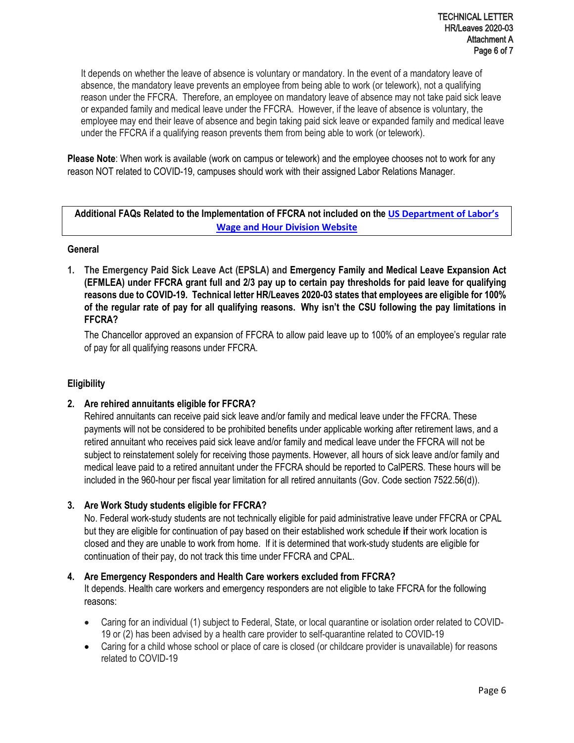It depends on whether the leave of absence is voluntary or mandatory. In the event of a mandatory leave of absence, the mandatory leave prevents an employee from being able to work (or telework), not a qualifying reason under the FFCRA. Therefore, an employee on mandatory leave of absence may not take paid sick leave or expanded family and medical leave under the FFCRA. However, if the leave of absence is voluntary, the employee may end their leave of absence and begin taking paid sick leave or expanded family and medical leave under the FFCRA if a qualifying reason prevents them from being able to work (or telework).

**Please Note**: When work is available (work on campus or telework) and the employee chooses not to work for any reason NOT related to COVID-19, campuses should work with their assigned Labor Relations Manager.

**Additional FAQs Related to the Implementation of FFCRA not included on the [US Department of Labor's Wage and Hour Division Website]()**

### General

1. **The Emergency Paid Sick Leave Act (EPSLA) and Emergency Family and Medical Leave Expansion Act (EFMLEA) under FFCRA grant full and 2/3 pay up to certain pay thresholds for paid leave for qualifying reasons due to COVID-19. Technical letter HR/Leaves 2020-03 states that employees are eligible for 100% of the regular rate of pay for all qualifying reasons. Why isn't the CSU following the pay limitations in FFCRA?**

   The Chancellor approved an expansion of FFCRA to allow paid leave up to 100% of an employee's regular rate of pay for all qualifying reasons under FFCRA.

### Eligibility

2. **Are rehired annuitants eligible for FFCRA?**

   Rehired annuitants can receive paid sick leave and/or family and medical leave under the FFCRA. These payments will not be considered to be prohibited benefits under applicable working after retirement laws, and a retired annuitant who receives paid sick leave and/or family and medical leave under the FFCRA will not be subject to reinstatement solely for receiving those payments. However, all hours of sick leave and/or family and medical leave paid to a retired annuitant under the FFCRA should be reported to CalPERS. These hours will be included in the 960-hour per fiscal year limitation for all retired annuitants (Gov. Code section 7522.56(d)).

3. **Are Work Study students eligible for FFCRA?**

   No. Federal work-study students are not technically eligible for paid administrative leave under FFCRA or CPAL but they are eligible for continuation of pay based on their established work schedule **if** their work location is closed and they are unable to work from home. If it is determined that work-study students are eligible for continuation of their pay, do not track this time under FFCRA and CPAL.

4. **Are Emergency Responders and Health Care workers excluded from FFCRA?**

   It depends. Health care workers and emergency responders are not eligible to take FFCRA for the following reasons:

   - Caring for an individual (1) subject to Federal, State, or local quarantine or isolation order related to COVID-19 or (2) has been advised by a health care provider to self-quarantine related to COVID-19
   - Caring for a child whose school or place of care is closed (or childcare provider is unavailable) for reasons related to COVID-19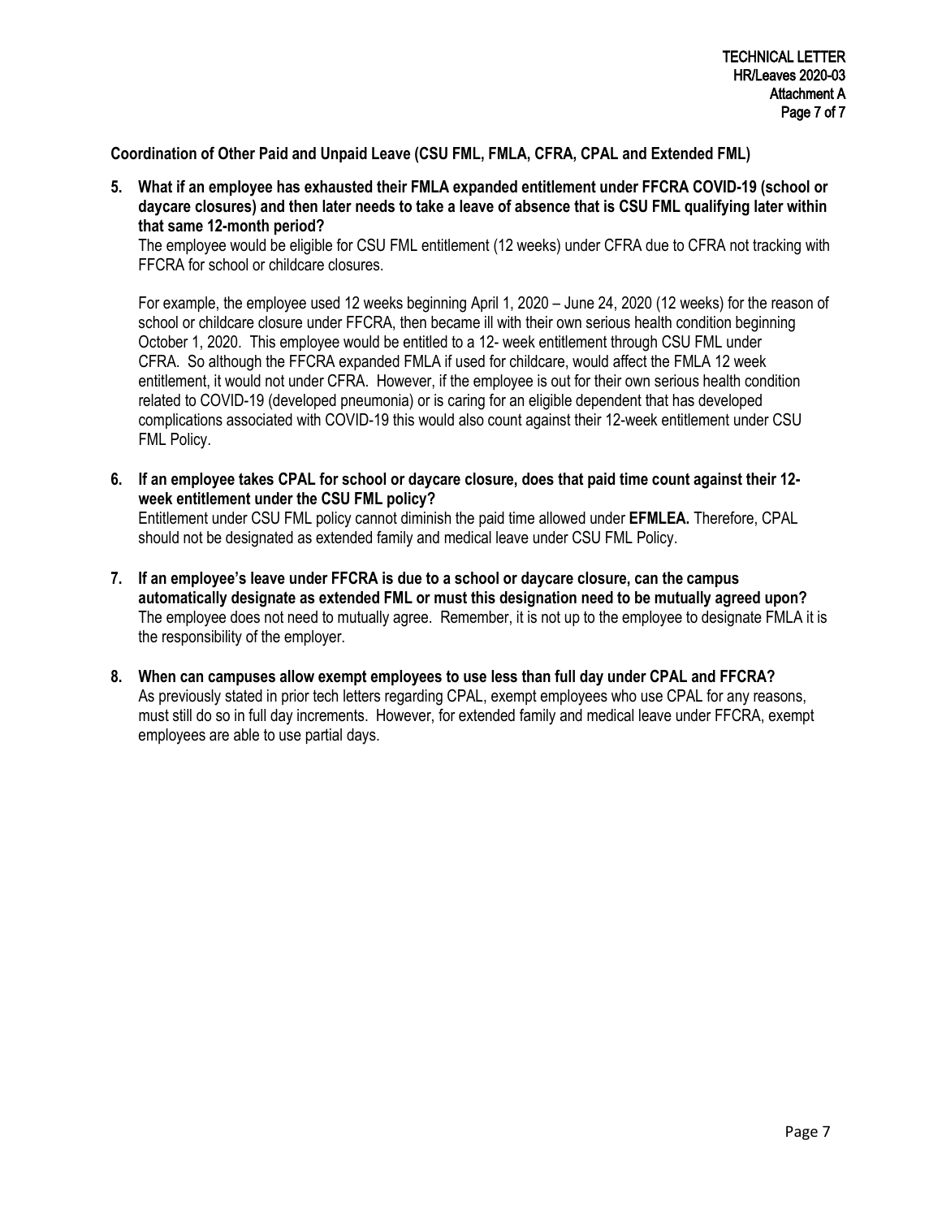**Coordination of Other Paid and Unpaid Leave (CSU FML, FMLA, CFRA, CPAL and Extended FML)**

5. **What if an employee has exhausted their FMLA expanded entitlement under FFCRA COVID-19 (school or daycare closures) and then later needs to take a leave of absence that is CSU FML qualifying later within that same 12-month period?**
   The employee would be eligible for CSU FML entitlement (12 weeks) under CFRA due to CFRA not tracking with FFCRA for school or childcare closures.

   For example, the employee used 12 weeks beginning April 1, 2020 – June 24, 2020 (12 weeks) for the reason of school or childcare closure under FFCRA, then became ill with their own serious health condition beginning October 1, 2020. This employee would be entitled to a 12- week entitlement through CSU FML under CFRA. So although the FFCRA expanded FMLA if used for childcare, would affect the FMLA 12 week entitlement, it would not under CFRA. However, if the employee is out for their own serious health condition related to COVID-19 (developed pneumonia) or is caring for an eligible dependent that has developed complications associated with COVID-19 this would also count against their 12-week entitlement under CSU FML Policy.

6. **If an employee takes CPAL for school or daycare closure, does that paid time count against their 12-week entitlement under the CSU FML policy?**
   Entitlement under CSU FML policy cannot diminish the paid time allowed under **EFMLEA.** Therefore, CPAL should not be designated as extended family and medical leave under CSU FML Policy.

7. **If an employee's leave under FFCRA is due to a school or daycare closure, can the campus automatically designate as extended FML or must this designation need to be mutually agreed upon?**
   The employee does not need to mutually agree. Remember, it is not up to the employee to designate FMLA it is the responsibility of the employer.

8. **When can campuses allow exempt employees to use less than full day under CPAL and FFCRA?**
   As previously stated in prior tech letters regarding CPAL, exempt employees who use CPAL for any reasons, must still do so in full day increments. However, for extended family and medical leave under FFCRA, exempt employees are able to use partial days.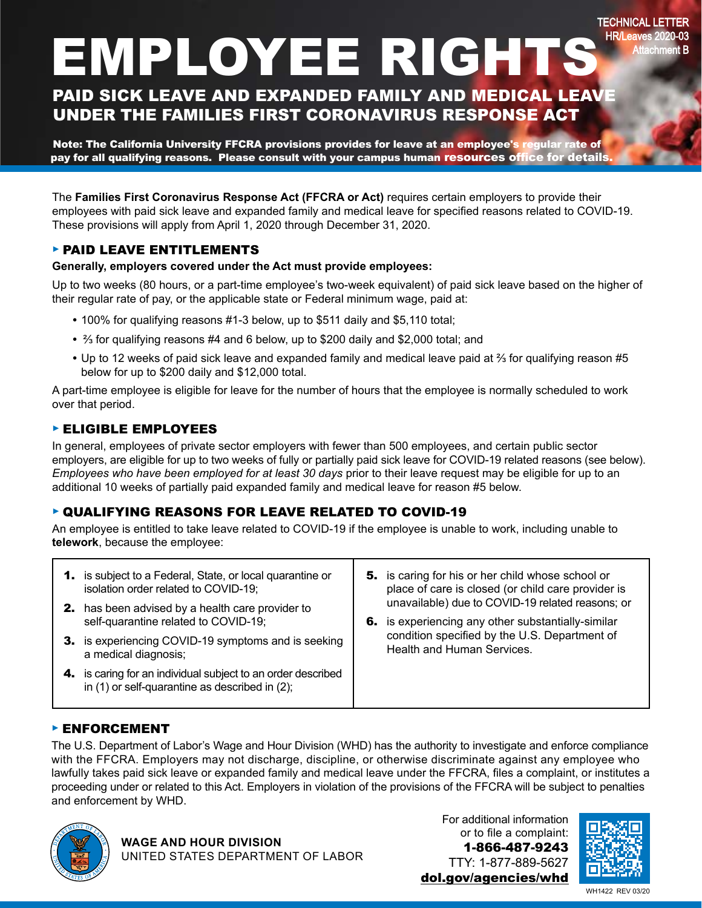TECHNICAL LETTER
HR/Leaves 2020-03
Attachment B

# EMPLOYEE RIGHTS

## PAID SICK LEAVE AND EXPANDED FAMILY AND MEDICAL LEAVE UNDER THE FAMILIES FIRST CORONAVIRUS RESPONSE ACT

**Note: The California University FFCRA provisions provides for leave at an employee's regular rate of pay for all qualifying reasons. Please consult with your campus human resources office for details.**

The **Families First Coronavirus Response Act (FFCRA or Act)** requires certain employers to provide their employees with paid sick leave and expanded family and medical leave for specified reasons related to COVID-19. These provisions will apply from April 1, 2020 through December 31, 2020.

### PAID LEAVE ENTITLEMENTS

**Generally, employers covered under the Act must provide employees:**

Up to two weeks (80 hours, or a part-time employee's two-week equivalent) of paid sick leave based on the higher of their regular rate of pay, or the applicable state or Federal minimum wage, paid at:

- 100% for qualifying reasons #1-3 below, up to $511 daily and $5,110 total;
- ⅔ for qualifying reasons #4 and 6 below, up to $200 daily and $2,000 total; and
- Up to 12 weeks of paid sick leave and expanded family and medical leave paid at ⅔ for qualifying reason #5 below for up to $200 daily and $12,000 total.

A part-time employee is eligible for leave for the number of hours that the employee is normally scheduled to work over that period.

### ELIGIBLE EMPLOYEES

In general, employees of private sector employers with fewer than 500 employees, and certain public sector employers, are eligible for up to two weeks of fully or partially paid sick leave for COVID-19 related reasons (see below). *Employees who have been employed for at least 30 days* prior to their leave request may be eligible for up to an additional 10 weeks of partially paid expanded family and medical leave for reason #5 below.

### QUALIFYING REASONS FOR LEAVE RELATED TO COVID-19

An employee is entitled to take leave related to COVID-19 if the employee is unable to work, including unable to **telework**, because the employee:

1. is subject to a Federal, State, or local quarantine or isolation order related to COVID-19;
2. has been advised by a health care provider to self-quarantine related to COVID-19;
3. is experiencing COVID-19 symptoms and is seeking a medical diagnosis;
4. is caring for an individual subject to an order described in (1) or self-quarantine as described in (2);
5. is caring for his or her child whose school or place of care is closed (or child care provider is unavailable) due to COVID-19 related reasons; or
6. is experiencing any other substantially-similar condition specified by the U.S. Department of Health and Human Services.

### ENFORCEMENT

The U.S. Department of Labor's Wage and Hour Division (WHD) has the authority to investigate and enforce compliance with the FFCRA. Employers may not discharge, discipline, or otherwise discriminate against any employee who lawfully takes paid sick leave or expanded family and medical leave under the FFCRA, files a complaint, or institutes a proceeding under or related to this Act. Employers in violation of the provisions of the FFCRA will be subject to penalties and enforcement by WHD.

**WAGE AND HOUR DIVISION**
UNITED STATES DEPARTMENT OF LABOR

For additional information or to file a complaint:
**1-866-487-9243**
TTY: 1-877-889-5627
**dol.gov/agencies/whd**

WH1422 REV 03/20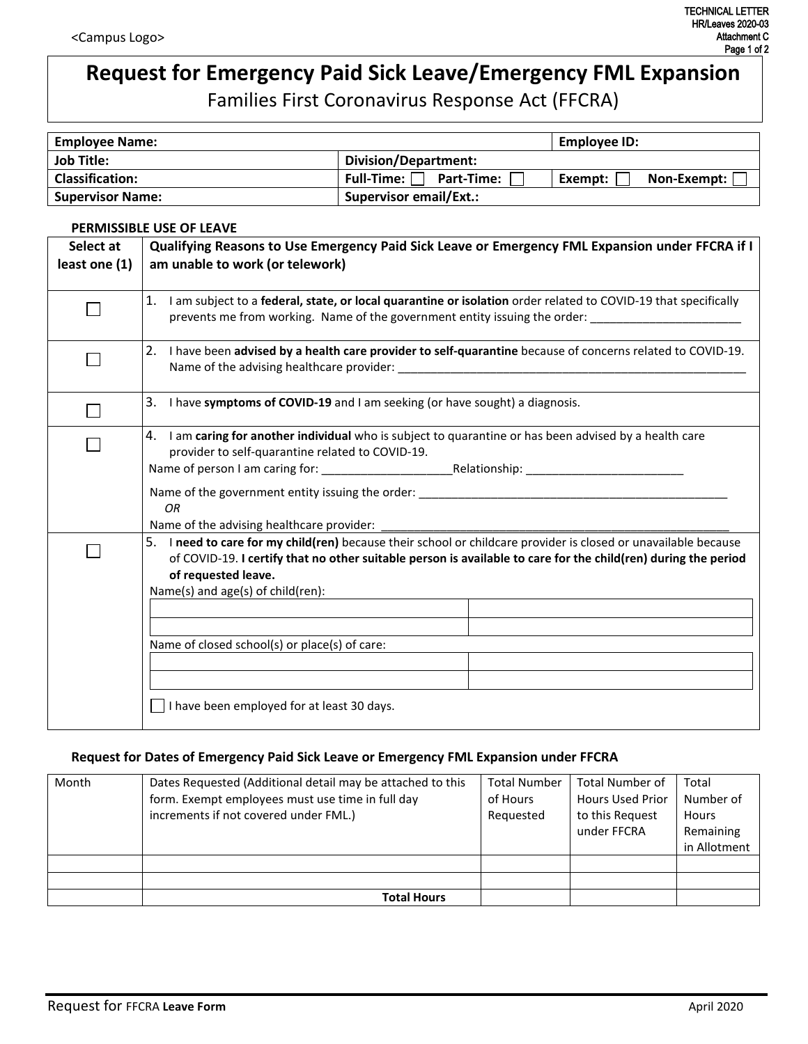<Campus Logo>

TECHNICAL LETTER
HR/Leaves 2020-03
Attachment C

# Request for Emergency Paid Sick Leave/Emergency FML Expansion

Families First Coronavirus Response Act (FFCRA)

| **Employee Name:** | | **Employee ID:** |
|---|---|---|
| **Job Title:** | **Division/Department:** | |
| **Classification:** | **Full-Time:** ☐ **Part-Time:** ☐ | **Exempt:** ☐ **Non-Exempt:** ☐ |
| **Supervisor Name:** | **Supervisor email/Ext.:** | |

**PERMISSIBLE USE OF LEAVE**

| Select at least one (1) | Qualifying Reasons to Use Emergency Paid Sick Leave or Emergency FML Expansion under FFCRA if I am unable to work (or telework) |
|---|---|
| ☐ | 1. I am subject to a **federal, state, or local quarantine or isolation** order related to COVID-19 that specifically prevents me from working. Name of the government entity issuing the order: _______________________ |
| ☐ | 2. I have been **advised by a health care provider to self-quarantine** because of concerns related to COVID-19. Name of the advising healthcare provider: _______________________ |
| ☐ | 3. I have **symptoms of COVID-19** and I am seeking (or have sought) a diagnosis. |
| ☐ | 4. I am **caring for another individual** who is subject to quarantine or has been advised by a health care provider to self-quarantine related to COVID-19.<br>Name of person I am caring for: ____________________ Relationship: ________________________<br>Name of the government entity issuing the order: _______________________<br>*OR*<br>Name of the advising healthcare provider: _______________________ |
| ☐ | 5. I **need to care for my child(ren)** because their school or childcare provider is closed or unavailable because of COVID-19. **I certify that no other suitable person is available to care for the child(ren) during the period of requested leave.**<br>Name(s) and age(s) of child(ren):<br>Name of closed school(s) or place(s) of care:<br>☐ I have been employed for at least 30 days. |

**Request for Dates of Emergency Paid Sick Leave or Emergency FML Expansion under FFCRA**

| Month | Dates Requested (Additional detail may be attached to this form. Exempt employees must use time in full day increments if not covered under FML.) | Total Number of Hours Requested | Total Number of Hours Used Prior to this Request under FFCRA | Total Number of Hours Remaining in Allotment |
|---|---|---|---|---|
| | | | | |
| | | | | |
| | **Total Hours** | | | |

Request for FFCRA **Leave Form** April 2020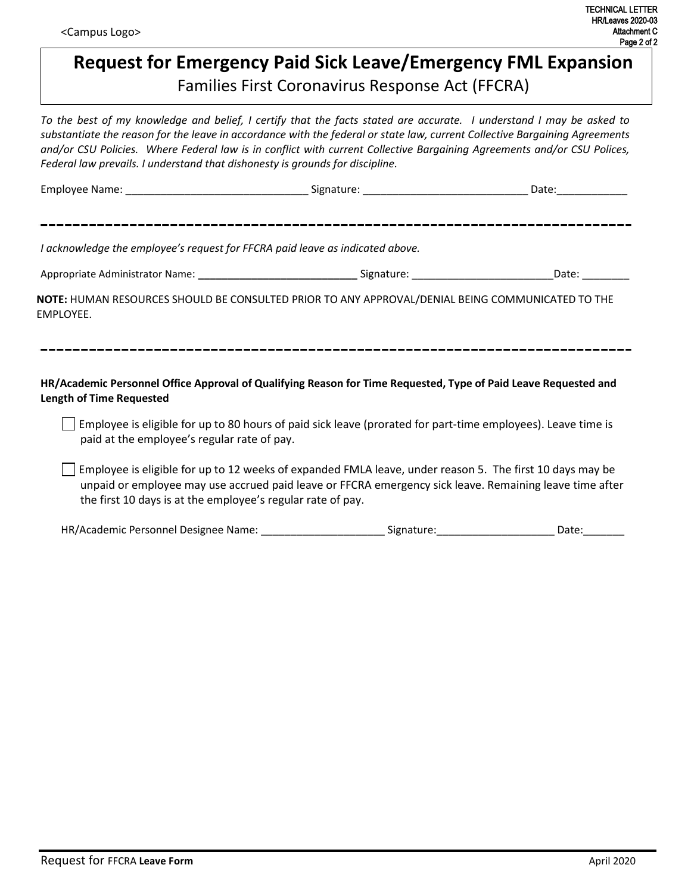<Campus Logo>

# Request for Emergency Paid Sick Leave/Emergency FML Expansion

Families First Coronavirus Response Act (FFCRA)

*To the best of my knowledge and belief, I certify that the facts stated are accurate. I understand I may be asked to substantiate the reason for the leave in accordance with the federal or state law, current Collective Bargaining Agreements and/or CSU Policies. Where Federal law is in conflict with current Collective Bargaining Agreements and/or CSU Polices, Federal law prevails. I understand that dishonesty is grounds for discipline.*

Employee Name: ______________________________ Signature: ___________________________ Date:___________

---

*I acknowledge the employee's request for FFCRA paid leave as indicated above.*

Appropriate Administrator Name: ___________________________ Signature: ________________________Date: ________

**NOTE:** HUMAN RESOURCES SHOULD BE CONSULTED PRIOR TO ANY APPROVAL/DENIAL BEING COMMUNICATED TO THE EMPLOYEE.

---

**HR/Academic Personnel Office Approval of Qualifying Reason for Time Requested, Type of Paid Leave Requested and Length of Time Requested**

☐ Employee is eligible for up to 80 hours of paid sick leave (prorated for part-time employees). Leave time is paid at the employee's regular rate of pay.

☐ Employee is eligible for up to 12 weeks of expanded FMLA leave, under reason 5. The first 10 days may be unpaid or employee may use accrued paid leave or FFCRA emergency sick leave. Remaining leave time after the first 10 days is at the employee's regular rate of pay.

HR/Academic Personnel Designee Name: _____________________ Signature:____________________ Date:_______